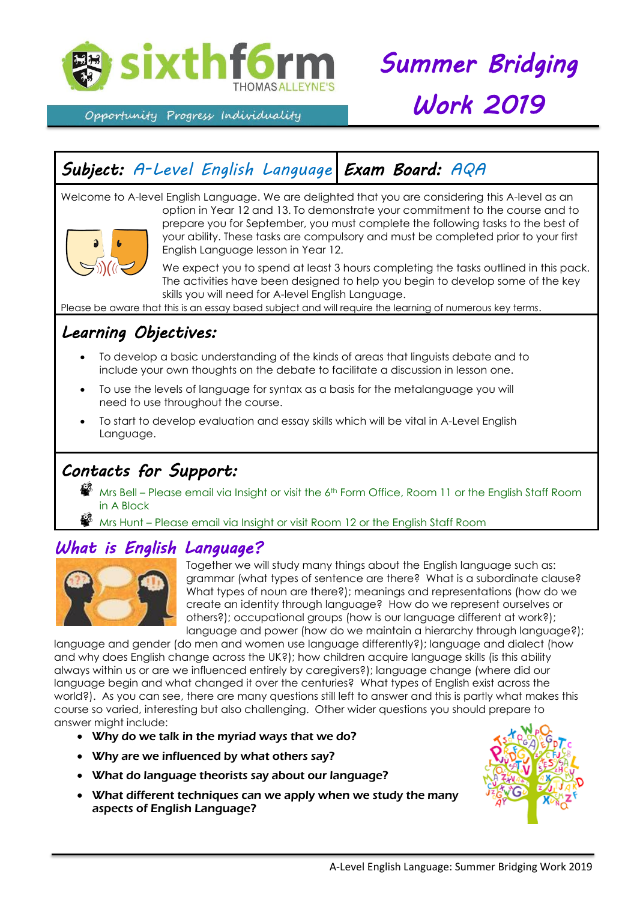sixthf6rm THOMAS ALLEYNE'S

Opportunity Progress Individuality

# Summer Bridging Work 2019

**Subject:** A-Level English Language | **Exam Board:** AQA

Welcome to A-level English Language. We are delighted that you are considering this A-level as an option in Year 12 and 13. To demonstrate your commitment to the course and to prepare you for September, you must complete the following tasks to the best of your ability. These tasks are compulsory and must be completed prior to your first English Language lesson in Year 12.

We expect you to spend at least 3 hours completing the tasks outlined in this pack. The activities have been designed to help you begin to develop some of the key skills you will need for A-level English Language.

Please be aware that this is an essay based subject and will require the learning of numerous key terms.

## Learning Objectives:

- To develop a basic understanding of the kinds of areas that linguists debate and to include your own thoughts on the debate to facilitate a discussion in lesson one.
- To use the levels of language for syntax as a basis for the metalanguage you will need to use throughout the course.
- To start to develop evaluation and essay skills which will be vital in A-Level English Language.

## Contacts for Support:

- Mrs Bell – Please email via Insight or visit the 6th Form Office, Room 11 or the English Staff Room in A Block
- Mrs Hunt – Please email via Insight or visit Room 12 or the English Staff Room

## What is English Language?

Together we will study many things about the English language such as: grammar (what types of sentence are there? What is a subordinate clause? What types of noun are there?); meanings and representations (how do we create an identity through language? How do we represent ourselves or others?); occupational groups (how is our language different at work?); language and power (how do we maintain a hierarchy through language?); language and gender (do men and women use language differently?); language and dialect (how and why does English change across the UK?); how children acquire language skills (is this ability always within us or are we influenced entirely by caregivers?); language change (where did our language begin and what changed it over the centuries? What types of English exist across the world?). As you can see, there are many questions still left to answer and this is partly what makes this course so varied, interesting but also challenging. Other wider questions you should prepare to answer might include:

- **Why do we talk in the myriad ways that we do?**
- **Why are we influenced by what others say?**
- **What do language theorists say about our language?**
- **What different techniques can we apply when we study the many aspects of English Language?**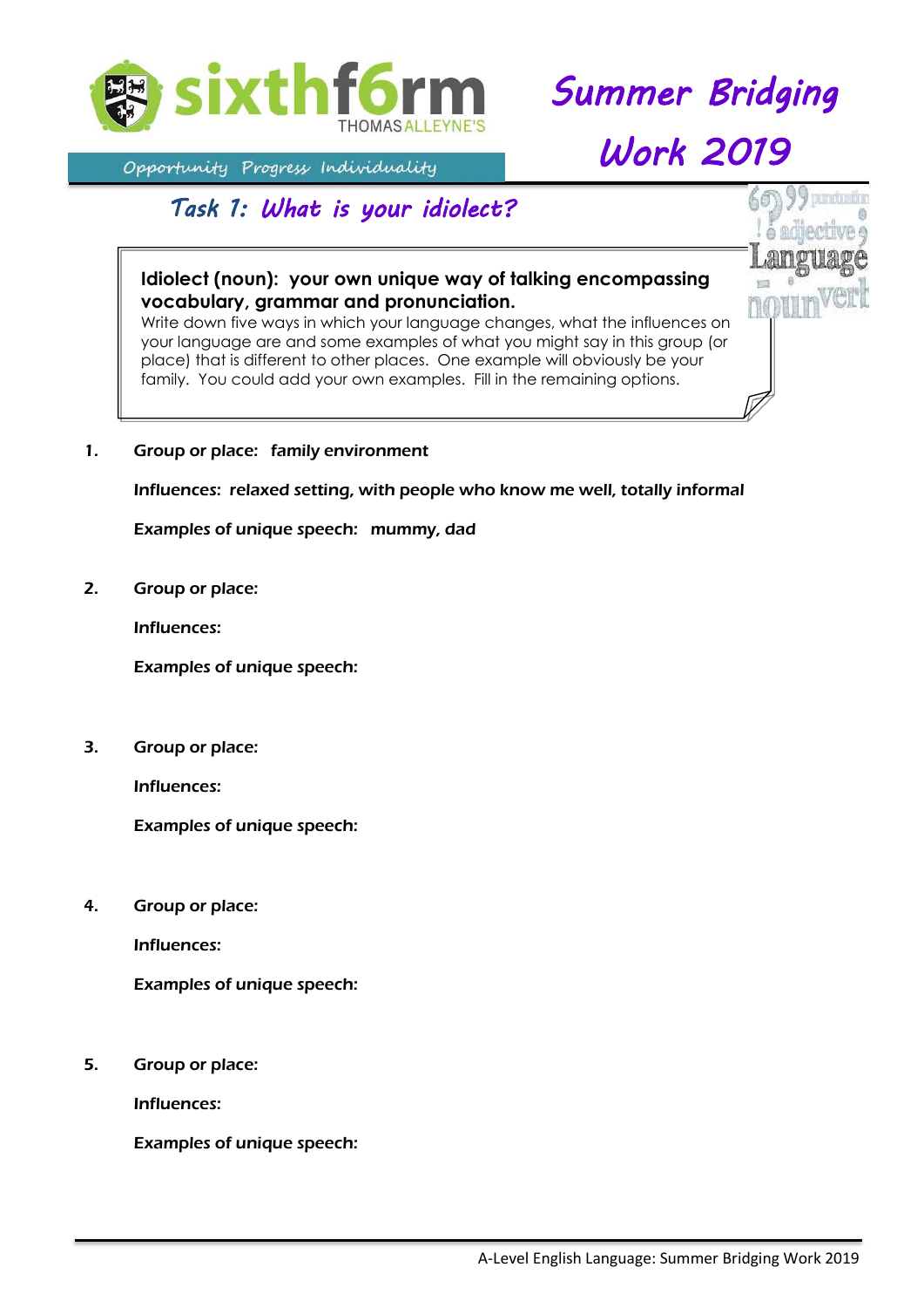# Summer Bridging Work 2019

sixthf6rm THOMAS ALLEYNE'S

Opportunity Progress Individuality

## Task 1: What is your idiolect?

**Idiolect (noun): your own unique way of talking encompassing vocabulary, grammar and pronunciation.**

Write down five ways in which your language changes, what the influences on your language are and some examples of what you might say in this group (or place) that is different to other places. One example will obviously be your family. You could add your own examples. Fill in the remaining options.

1. **Group or place: family environment**

   **Influences: relaxed setting, with people who know me well, totally informal**

   **Examples of unique speech: mummy, dad**

2. **Group or place:**

   **Influences:**

   **Examples of unique speech:**

3. **Group or place:**

   **Influences:**

   **Examples of unique speech:**

4. **Group or place:**

   **Influences:**

   **Examples of unique speech:**

5. **Group or place:**

   **Influences:**

   **Examples of unique speech:**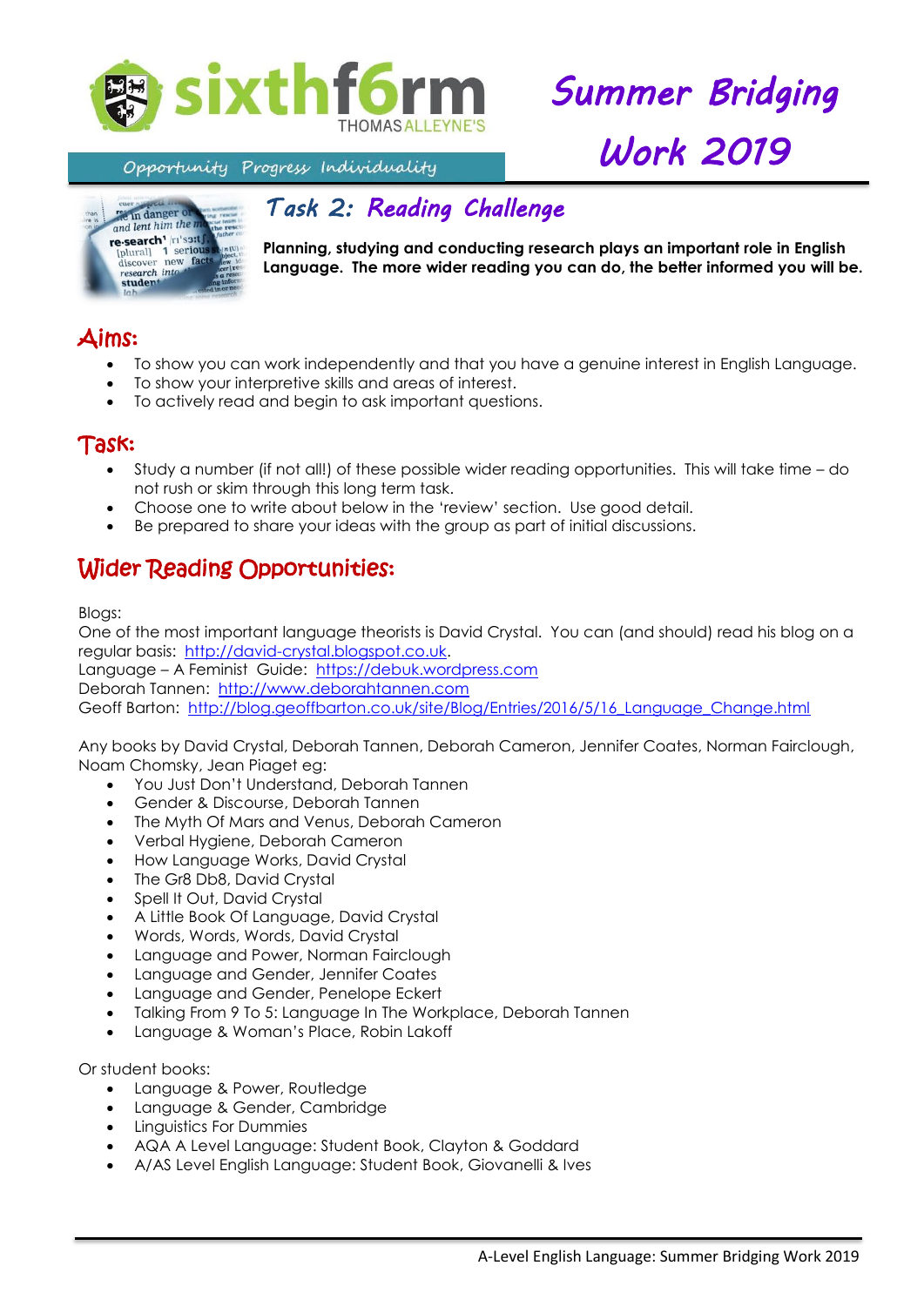# Summer Bridging Work 2019

## Task 2: Reading Challenge

**Planning, studying and conducting research plays an important role in English Language. The more wider reading you can do, the better informed you will be.**

## Aims:

- To show you can work independently and that you have a genuine interest in English Language.
- To show your interpretive skills and areas of interest.
- To actively read and begin to ask important questions.

## Task:

- Study a number (if not all!) of these possible wider reading opportunities. This will take time – do not rush or skim through this long term task.
- Choose one to write about below in the 'review' section. Use good detail.
- Be prepared to share your ideas with the group as part of initial discussions.

## Wider Reading Opportunities:

Blogs:
One of the most important language theorists is David Crystal. You can (and should) read his blog on a regular basis: http://david-crystal.blogspot.co.uk.
Language – A Feminist Guide: https://debuk.wordpress.com
Deborah Tannen: http://www.deborahtannen.com
Geoff Barton: http://blog.geoffbarton.co.uk/site/Blog/Entries/2016/5/16_Language_Change.html

Any books by David Crystal, Deborah Tannen, Deborah Cameron, Jennifer Coates, Norman Fairclough, Noam Chomsky, Jean Piaget eg:

- You Just Don't Understand, Deborah Tannen
- Gender & Discourse, Deborah Tannen
- The Myth Of Mars and Venus, Deborah Cameron
- Verbal Hygiene, Deborah Cameron
- How Language Works, David Crystal
- The Gr8 Db8, David Crystal
- Spell It Out, David Crystal
- A Little Book Of Language, David Crystal
- Words, Words, Words, David Crystal
- Language and Power, Norman Fairclough
- Language and Gender, Jennifer Coates
- Language and Gender, Penelope Eckert
- Talking From 9 To 5: Language In The Workplace, Deborah Tannen
- Language & Woman's Place, Robin Lakoff

Or student books:

- Language & Power, Routledge
- Language & Gender, Cambridge
- Linguistics For Dummies
- AQA A Level Language: Student Book, Clayton & Goddard
- A/AS Level English Language: Student Book, Giovanelli & Ives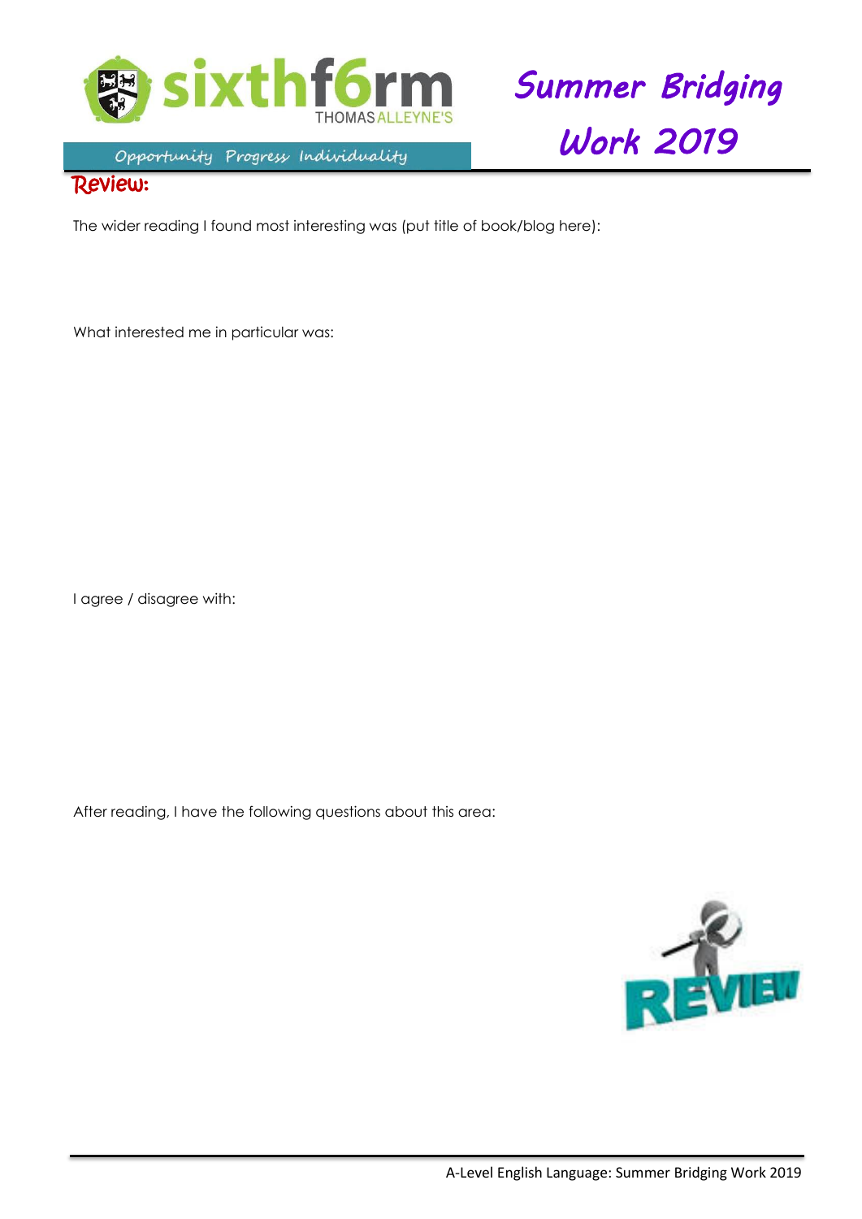## Review:

The wider reading I found most interesting was (put title of book/blog here):

What interested me in particular was:

I agree / disagree with:

After reading, I have the following questions about this area: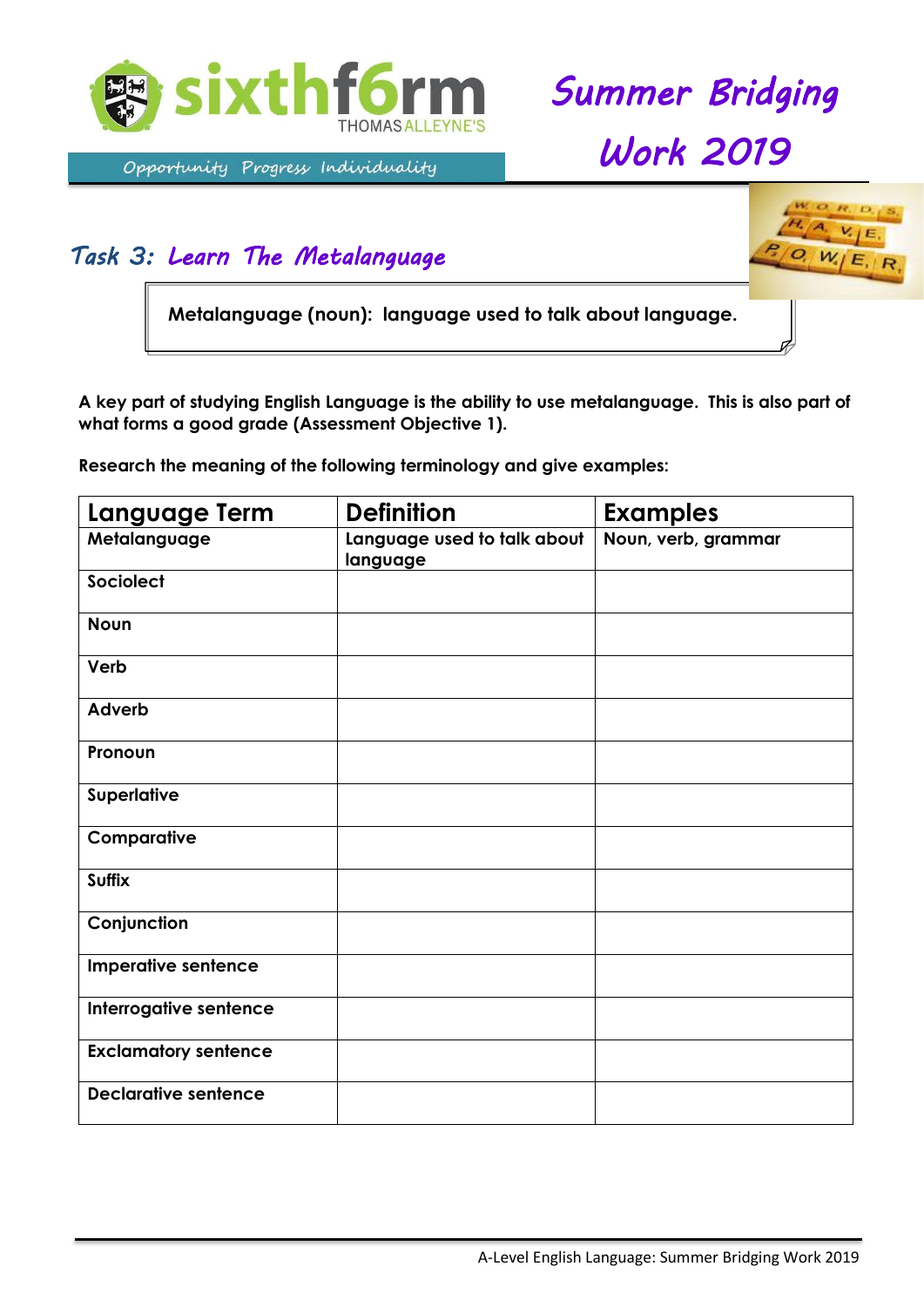sixthf6rm THOMAS ALLEYNE'S

Opportunity Progress Individuality

# Summer Bridging Work 2019

## Task 3: Learn The Metalanguage

**Metalanguage (noun): language used to talk about language.**

**A key part of studying English Language is the ability to use metalanguage. This is also part of what forms a good grade (Assessment Objective 1).**

**Research the meaning of the following terminology and give examples:**

| Language Term | Definition | Examples |
|---|---|---|
| Metalanguage | Language used to talk about language | Noun, verb, grammar |
| Sociolect | | |
| Noun | | |
| Verb | | |
| Adverb | | |
| Pronoun | | |
| Superlative | | |
| Comparative | | |
| Suffix | | |
| Conjunction | | |
| Imperative sentence | | |
| Interrogative sentence | | |
| Exclamatory sentence | | |
| Declarative sentence | | |